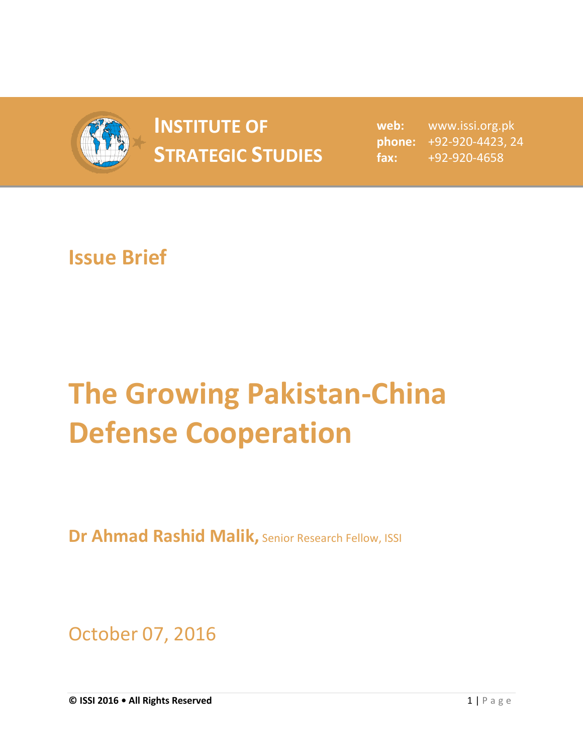**INSTITUTE OF STRATEGIC STUDIES**

**web:** www.issi.org.pk
**phone:** +92-920-4423, 24
**fax:** +92-920-4658

## Issue Brief

# The Growing Pakistan-China Defense Cooperation

**Dr Ahmad Rashid Malik,** Senior Research Fellow, ISSI

October 07, 2016

**© ISSI 2016 • All Rights Reserved**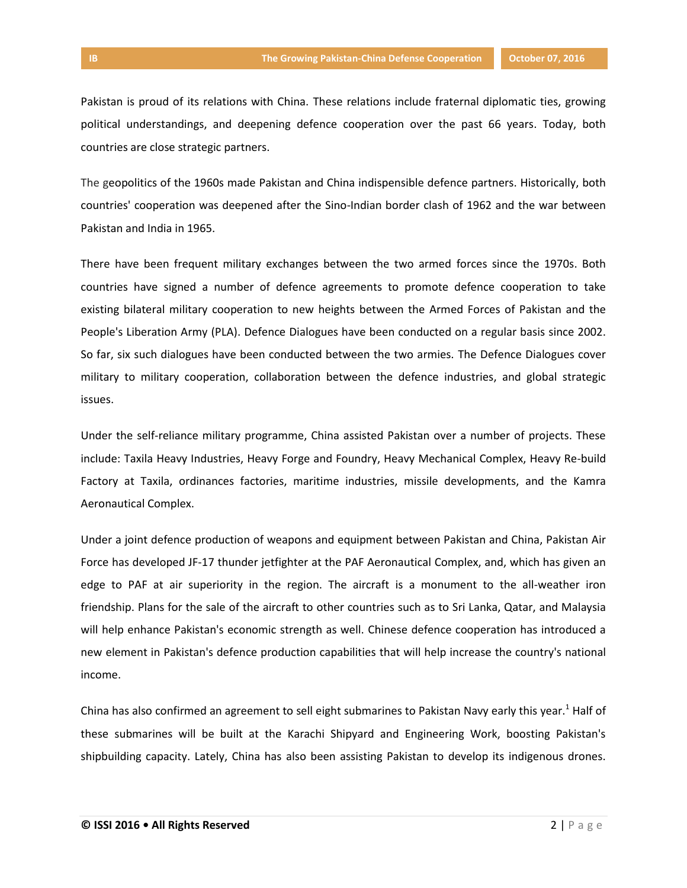Pakistan is proud of its relations with China. These relations include fraternal diplomatic ties, growing political understandings, and deepening defence cooperation over the past 66 years. Today, both countries are close strategic partners.

The geopolitics of the 1960s made Pakistan and China indispensible defence partners. Historically, both countries' cooperation was deepened after the Sino-Indian border clash of 1962 and the war between Pakistan and India in 1965.

There have been frequent military exchanges between the two armed forces since the 1970s. Both countries have signed a number of defence agreements to promote defence cooperation to take existing bilateral military cooperation to new heights between the Armed Forces of Pakistan and the People's Liberation Army (PLA). Defence Dialogues have been conducted on a regular basis since 2002. So far, six such dialogues have been conducted between the two armies. The Defence Dialogues cover military to military cooperation, collaboration between the defence industries, and global strategic issues.

Under the self-reliance military programme, China assisted Pakistan over a number of projects. These include: Taxila Heavy Industries, Heavy Forge and Foundry, Heavy Mechanical Complex, Heavy Re-build Factory at Taxila, ordinances factories, maritime industries, missile developments, and the Kamra Aeronautical Complex.

Under a joint defence production of weapons and equipment between Pakistan and China, Pakistan Air Force has developed JF-17 thunder jetfighter at the PAF Aeronautical Complex, and, which has given an edge to PAF at air superiority in the region. The aircraft is a monument to the all-weather iron friendship. Plans for the sale of the aircraft to other countries such as to Sri Lanka, Qatar, and Malaysia will help enhance Pakistan's economic strength as well. Chinese defence cooperation has introduced a new element in Pakistan's defence production capabilities that will help increase the country's national income.

China has also confirmed an agreement to sell eight submarines to Pakistan Navy early this year.[1] Half of these submarines will be built at the Karachi Shipyard and Engineering Work, boosting Pakistan's shipbuilding capacity. Lately, China has also been assisting Pakistan to develop its indigenous drones.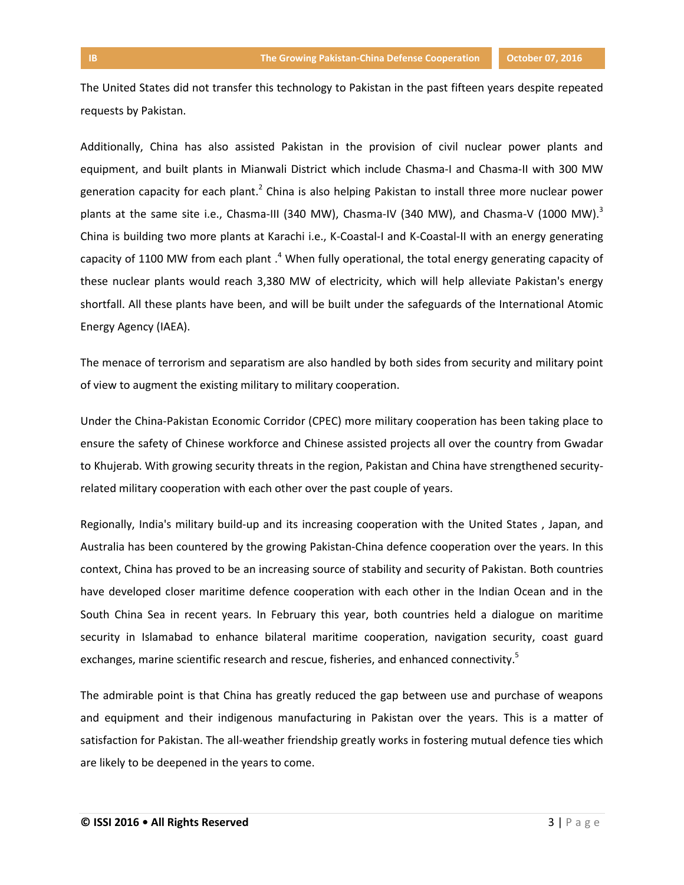The United States did not transfer this technology to Pakistan in the past fifteen years despite repeated requests by Pakistan.

Additionally, China has also assisted Pakistan in the provision of civil nuclear power plants and equipment, and built plants in Mianwali District which include Chasma-I and Chasma-II with 300 MW generation capacity for each plant.[2] China is also helping Pakistan to install three more nuclear power plants at the same site i.e., Chasma-III (340 MW), Chasma-IV (340 MW), and Chasma-V (1000 MW).[3] China is building two more plants at Karachi i.e., K-Coastal-I and K-Coastal-II with an energy generating capacity of 1100 MW from each plant .[4] When fully operational, the total energy generating capacity of these nuclear plants would reach 3,380 MW of electricity, which will help alleviate Pakistan's energy shortfall. All these plants have been, and will be built under the safeguards of the International Atomic Energy Agency (IAEA).

The menace of terrorism and separatism are also handled by both sides from security and military point of view to augment the existing military to military cooperation.

Under the China-Pakistan Economic Corridor (CPEC) more military cooperation has been taking place to ensure the safety of Chinese workforce and Chinese assisted projects all over the country from Gwadar to Khujerab. With growing security threats in the region, Pakistan and China have strengthened security-related military cooperation with each other over the past couple of years.

Regionally, India's military build-up and its increasing cooperation with the United States , Japan, and Australia has been countered by the growing Pakistan-China defence cooperation over the years. In this context, China has proved to be an increasing source of stability and security of Pakistan. Both countries have developed closer maritime defence cooperation with each other in the Indian Ocean and in the South China Sea in recent years. In February this year, both countries held a dialogue on maritime security in Islamabad to enhance bilateral maritime cooperation, navigation security, coast guard exchanges, marine scientific research and rescue, fisheries, and enhanced connectivity.[5]

The admirable point is that China has greatly reduced the gap between use and purchase of weapons and equipment and their indigenous manufacturing in Pakistan over the years. This is a matter of satisfaction for Pakistan. The all-weather friendship greatly works in fostering mutual defence ties which are likely to be deepened in the years to come.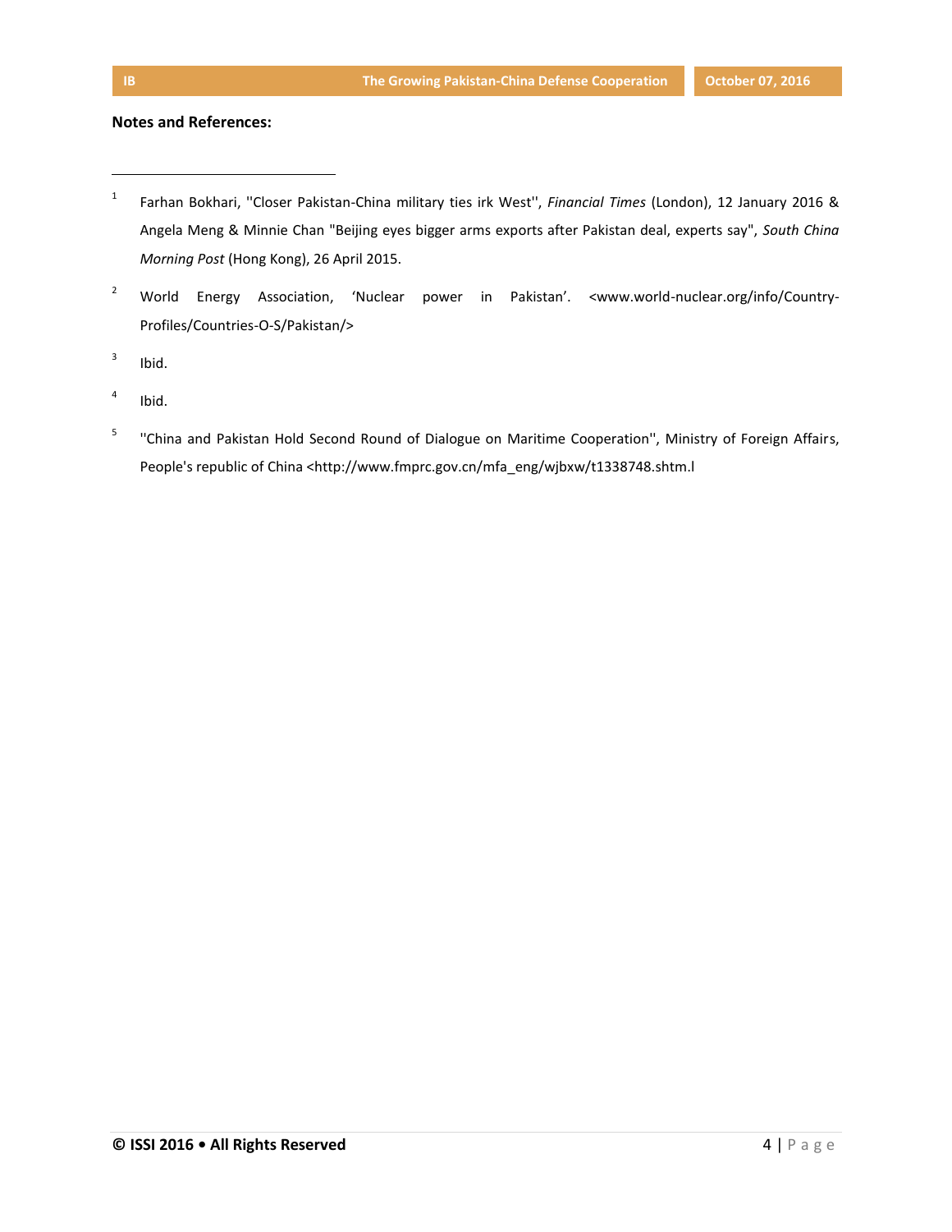**Notes and References:**

[1] Farhan Bokhari, ''Closer Pakistan-China military ties irk West'', *Financial Times* (London), 12 January 2016 & Angela Meng & Minnie Chan "Beijing eyes bigger arms exports after Pakistan deal, experts say", *South China Morning Post* (Hong Kong), 26 April 2015.

[2] World Energy Association, 'Nuclear power in Pakistan'. <www.world-nuclear.org/info/Country-Profiles/Countries-O-S/Pakistan/>

[3] Ibid.

[4] Ibid.

[5] ''China and Pakistan Hold Second Round of Dialogue on Maritime Cooperation'', Ministry of Foreign Affairs, People's republic of China <http://www.fmprc.gov.cn/mfa_eng/wjbxw/t1338748.shtm.l